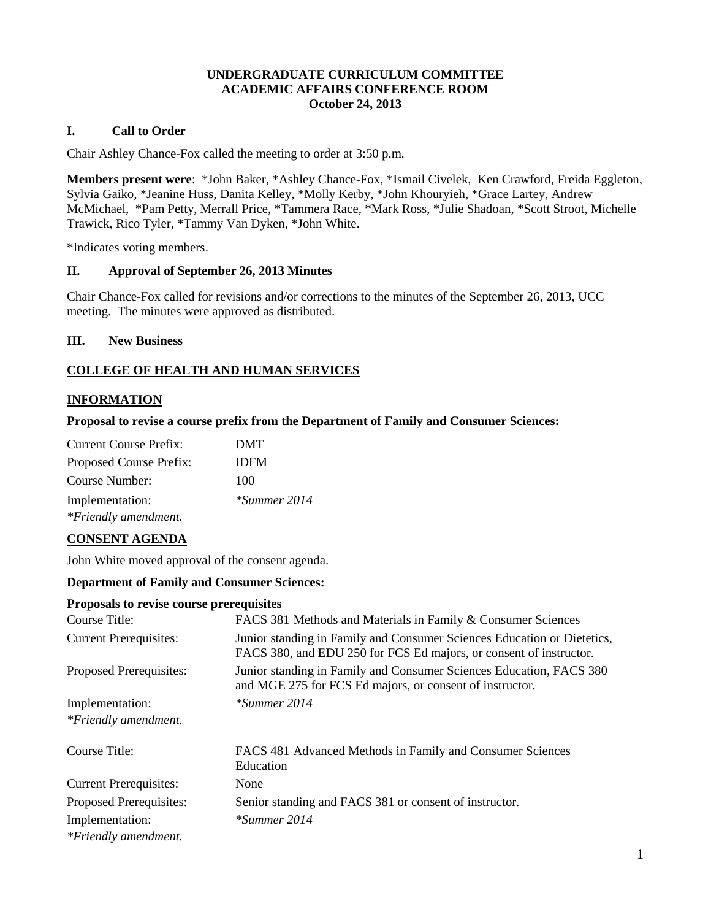**UNDERGRADUATE CURRICULUM COMMITTEE**
**ACADEMIC AFFAIRS CONFERENCE ROOM**
**October 24, 2013**

## I. Call to Order

Chair Ashley Chance-Fox called the meeting to order at 3:50 p.m.

**Members present were**: *John Baker, *Ashley Chance-Fox, *Ismail Civelek, Ken Crawford, Freida Eggleton, Sylvia Gaiko, *Jeanine Huss, Danita Kelley, *Molly Kerby, *John Khouryieh, *Grace Lartey, Andrew McMichael, *Pam Petty, Merrall Price, *Tammera Race, *Mark Ross, *Julie Shadoan, *Scott Stroot, Michelle Trawick, Rico Tyler, *Tammy Van Dyken, *John White.

*Indicates voting members.

## II. Approval of September 26, 2013 Minutes

Chair Chance-Fox called for revisions and/or corrections to the minutes of the September 26, 2013, UCC meeting. The minutes were approved as distributed.

## III. New Business

### COLLEGE OF HEALTH AND HUMAN SERVICES

### INFORMATION

**Proposal to revise a course prefix from the Department of Family and Consumer Sciences:**

| | |
|---|---|
| Current Course Prefix: | DMT |
| Proposed Course Prefix: | IDFM |
| Course Number: | 100 |
| Implementation: | **Summer 2014* |

*\*Friendly amendment.*

### CONSENT AGENDA

John White moved approval of the consent agenda.

**Department of Family and Consumer Sciences:**

**Proposals to revise course prerequisites**

| | |
|---|---|
| Course Title: | FACS 381 Methods and Materials in Family & Consumer Sciences |
| Current Prerequisites: | Junior standing in Family and Consumer Sciences Education or Dietetics, FACS 380, and EDU 250 for FCS Ed majors, or consent of instructor. |
| Proposed Prerequisites: | Junior standing in Family and Consumer Sciences Education, FACS 380 and MGE 275 for FCS Ed majors, or consent of instructor. |
| Implementation: | **Summer 2014* |

*\*Friendly amendment.*

| | |
|---|---|
| Course Title: | FACS 481 Advanced Methods in Family and Consumer Sciences Education |
| Current Prerequisites: | None |
| Proposed Prerequisites: | Senior standing and FACS 381 or consent of instructor. |
| Implementation: | **Summer 2014* |

*\*Friendly amendment.*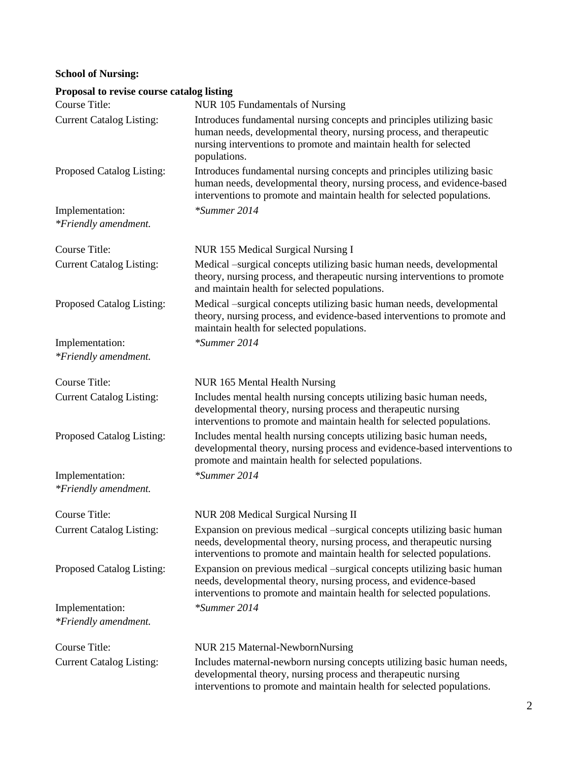**School of Nursing:**

**Proposal to revise course catalog listing**

| | |
|---|---|
| Course Title: | NUR 105 Fundamentals of Nursing |
| Current Catalog Listing: | Introduces fundamental nursing concepts and principles utilizing basic human needs, developmental theory, nursing process, and therapeutic nursing interventions to promote and maintain health for selected populations. |
| Proposed Catalog Listing: | Introduces fundamental nursing concepts and principles utilizing basic human needs, developmental theory, nursing process, and evidence-based interventions to promote and maintain health for selected populations. |
| Implementation: *\*Friendly amendment.* | *\*Summer 2014* |

| | |
|---|---|
| Course Title: | NUR 155 Medical Surgical Nursing I |
| Current Catalog Listing: | Medical –surgical concepts utilizing basic human needs, developmental theory, nursing process, and therapeutic nursing interventions to promote and maintain health for selected populations. |
| Proposed Catalog Listing: | Medical –surgical concepts utilizing basic human needs, developmental theory, nursing process, and evidence-based interventions to promote and maintain health for selected populations. |
| Implementation: *\*Friendly amendment.* | *\*Summer 2014* |

| | |
|---|---|
| Course Title: | NUR 165 Mental Health Nursing |
| Current Catalog Listing: | Includes mental health nursing concepts utilizing basic human needs, developmental theory, nursing process and therapeutic nursing interventions to promote and maintain health for selected populations. |
| Proposed Catalog Listing: | Includes mental health nursing concepts utilizing basic human needs, developmental theory, nursing process and evidence-based interventions to promote and maintain health for selected populations. |
| Implementation: *\*Friendly amendment.* | *\*Summer 2014* |

| | |
|---|---|
| Course Title: | NUR 208 Medical Surgical Nursing II |
| Current Catalog Listing: | Expansion on previous medical –surgical concepts utilizing basic human needs, developmental theory, nursing process, and therapeutic nursing interventions to promote and maintain health for selected populations. |
| Proposed Catalog Listing: | Expansion on previous medical –surgical concepts utilizing basic human needs, developmental theory, nursing process, and evidence-based interventions to promote and maintain health for selected populations. |
| Implementation: *\*Friendly amendment.* | *\*Summer 2014* |

| | |
|---|---|
| Course Title: | NUR 215 Maternal-NewbornNursing |
| Current Catalog Listing: | Includes maternal-newborn nursing concepts utilizing basic human needs, developmental theory, nursing process and therapeutic nursing interventions to promote and maintain health for selected populations. |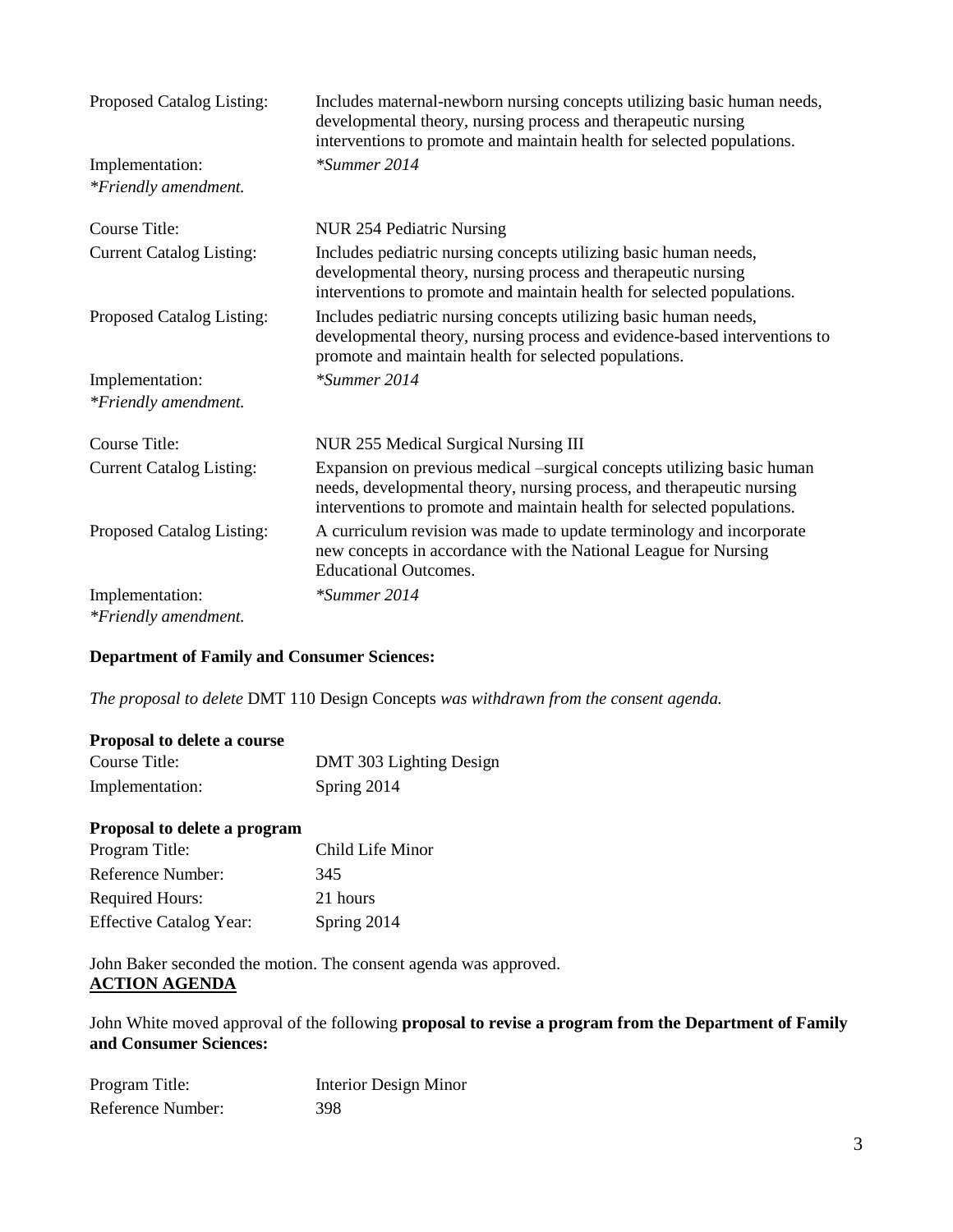Proposed Catalog Listing: Includes maternal-newborn nursing concepts utilizing basic human needs, developmental theory, nursing process and therapeutic nursing interventions to promote and maintain health for selected populations.

Implementation: *Summer 2014

*Friendly amendment.*

Course Title: NUR 254 Pediatric Nursing

Current Catalog Listing: Includes pediatric nursing concepts utilizing basic human needs, developmental theory, nursing process and therapeutic nursing interventions to promote and maintain health for selected populations.

Proposed Catalog Listing: Includes pediatric nursing concepts utilizing basic human needs, developmental theory, nursing process and evidence-based interventions to promote and maintain health for selected populations.

Implementation: *Summer 2014

*Friendly amendment.*

Course Title: NUR 255 Medical Surgical Nursing III

Current Catalog Listing: Expansion on previous medical –surgical concepts utilizing basic human needs, developmental theory, nursing process, and therapeutic nursing interventions to promote and maintain health for selected populations.

Proposed Catalog Listing: A curriculum revision was made to update terminology and incorporate new concepts in accordance with the National League for Nursing Educational Outcomes.

Implementation: *Summer 2014

*Friendly amendment.*

**Department of Family and Consumer Sciences:**

*The proposal to delete* DMT 110 Design Concepts *was withdrawn from the consent agenda.*

**Proposal to delete a course**

Course Title: DMT 303 Lighting Design

Implementation: Spring 2014

**Proposal to delete a program**

Program Title: Child Life Minor

Reference Number: 345

Required Hours: 21 hours

Effective Catalog Year: Spring 2014

John Baker seconded the motion. The consent agenda was approved.

**ACTION AGENDA**

John White moved approval of the following **proposal to revise a program from the Department of Family and Consumer Sciences:**

Program Title: Interior Design Minor

Reference Number: 398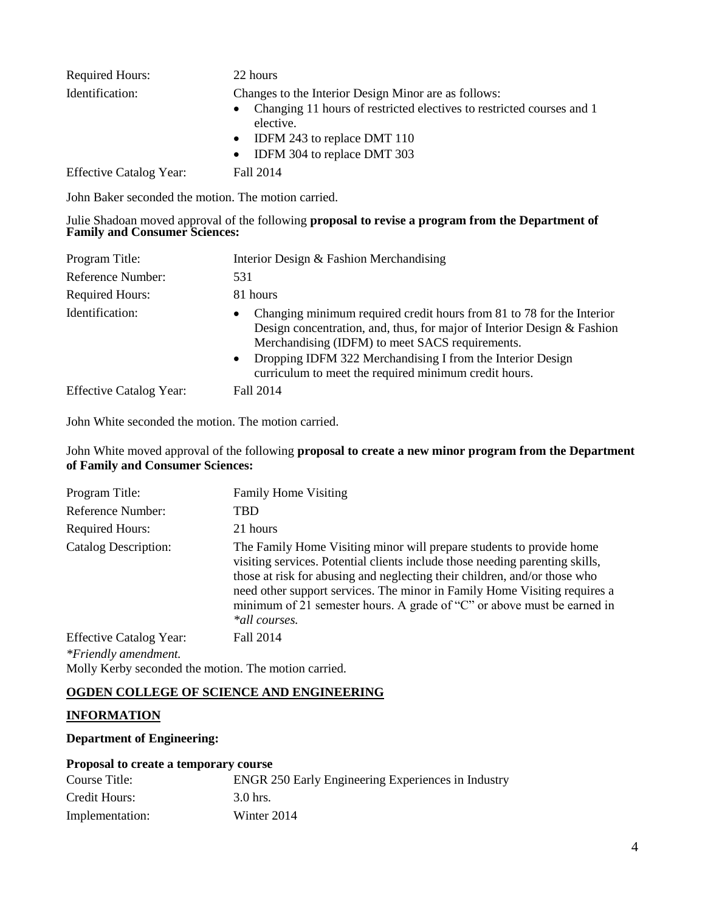| | |
|---|---|
| Required Hours: | 22 hours |
| Identification: | Changes to the Interior Design Minor are as follows:<br>• Changing 11 hours of restricted electives to restricted courses and 1 elective.<br>• IDFM 243 to replace DMT 110<br>• IDFM 304 to replace DMT 303 |
| Effective Catalog Year: | Fall 2014 |

John Baker seconded the motion. The motion carried.

Julie Shadoan moved approval of the following **proposal to revise a program from the Department of Family and Consumer Sciences:**

| | |
|---|---|
| Program Title: | Interior Design & Fashion Merchandising |
| Reference Number: | 531 |
| Required Hours: | 81 hours |
| Identification: | • Changing minimum required credit hours from 81 to 78 for the Interior Design concentration, and, thus, for major of Interior Design & Fashion Merchandising (IDFM) to meet SACS requirements.<br>• Dropping IDFM 322 Merchandising I from the Interior Design curriculum to meet the required minimum credit hours. |
| Effective Catalog Year: | Fall 2014 |

John White seconded the motion. The motion carried.

John White moved approval of the following **proposal to create a new minor program from the Department of Family and Consumer Sciences:**

| | |
|---|---|
| Program Title: | Family Home Visiting |
| Reference Number: | TBD |
| Required Hours: | 21 hours |
| Catalog Description: | The Family Home Visiting minor will prepare students to provide home visiting services. Potential clients include those needing parenting skills, those at risk for abusing and neglecting their children, and/or those who need other support services. The minor in Family Home Visiting requires a minimum of 21 semester hours. A grade of "C" or above must be earned in *\*all courses.* |
| Effective Catalog Year: | Fall 2014 |

*\*Friendly amendment.*

Molly Kerby seconded the motion. The motion carried.

## OGDEN COLLEGE OF SCIENCE AND ENGINEERING

### INFORMATION

**Department of Engineering:**

**Proposal to create a temporary course**

| | |
|---|---|
| Course Title: | ENGR 250 Early Engineering Experiences in Industry |
| Credit Hours: | 3.0 hrs. |
| Implementation: | Winter 2014 |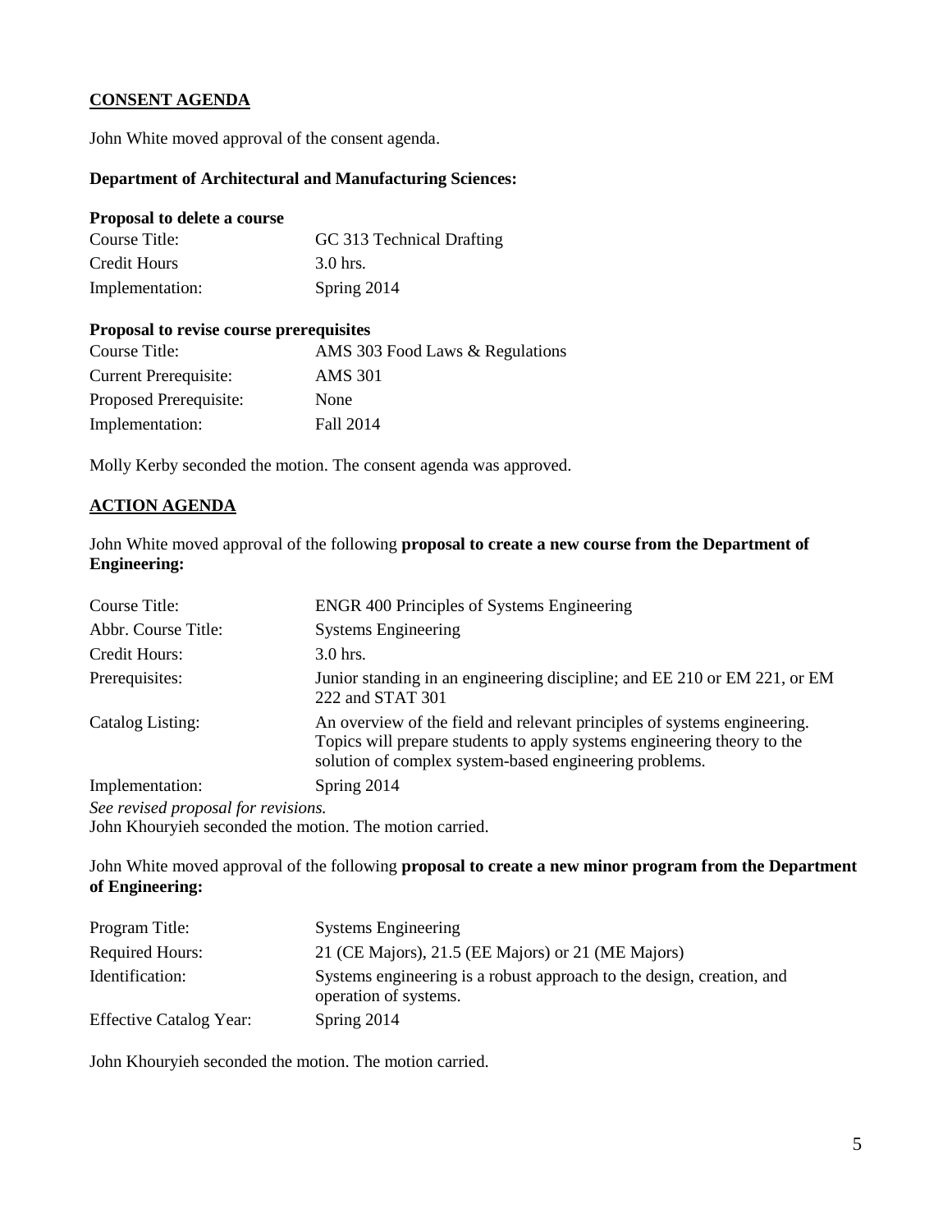## CONSENT AGENDA

John White moved approval of the consent agenda.

**Department of Architectural and Manufacturing Sciences:**

**Proposal to delete a course**

| | |
|---|---|
| Course Title: | GC 313 Technical Drafting |
| Credit Hours | 3.0 hrs. |
| Implementation: | Spring 2014 |

**Proposal to revise course prerequisites**

| | |
|---|---|
| Course Title: | AMS 303 Food Laws & Regulations |
| Current Prerequisite: | AMS 301 |
| Proposed Prerequisite: | None |
| Implementation: | Fall 2014 |

Molly Kerby seconded the motion. The consent agenda was approved.

## ACTION AGENDA

John White moved approval of the following **proposal to create a new course from the Department of Engineering:**

| | |
|---|---|
| Course Title: | ENGR 400 Principles of Systems Engineering |
| Abbr. Course Title: | Systems Engineering |
| Credit Hours: | 3.0 hrs. |
| Prerequisites: | Junior standing in an engineering discipline; and EE 210 or EM 221, or EM 222 and STAT 301 |
| Catalog Listing: | An overview of the field and relevant principles of systems engineering. Topics will prepare students to apply systems engineering theory to the solution of complex system-based engineering problems. |
| Implementation: | Spring 2014 |

*See revised proposal for revisions.*
John Khouryieh seconded the motion. The motion carried.

John White moved approval of the following **proposal to create a new minor program from the Department of Engineering:**

| | |
|---|---|
| Program Title: | Systems Engineering |
| Required Hours: | 21 (CE Majors), 21.5 (EE Majors) or 21 (ME Majors) |
| Identification: | Systems engineering is a robust approach to the design, creation, and operation of systems. |
| Effective Catalog Year: | Spring 2014 |

John Khouryieh seconded the motion. The motion carried.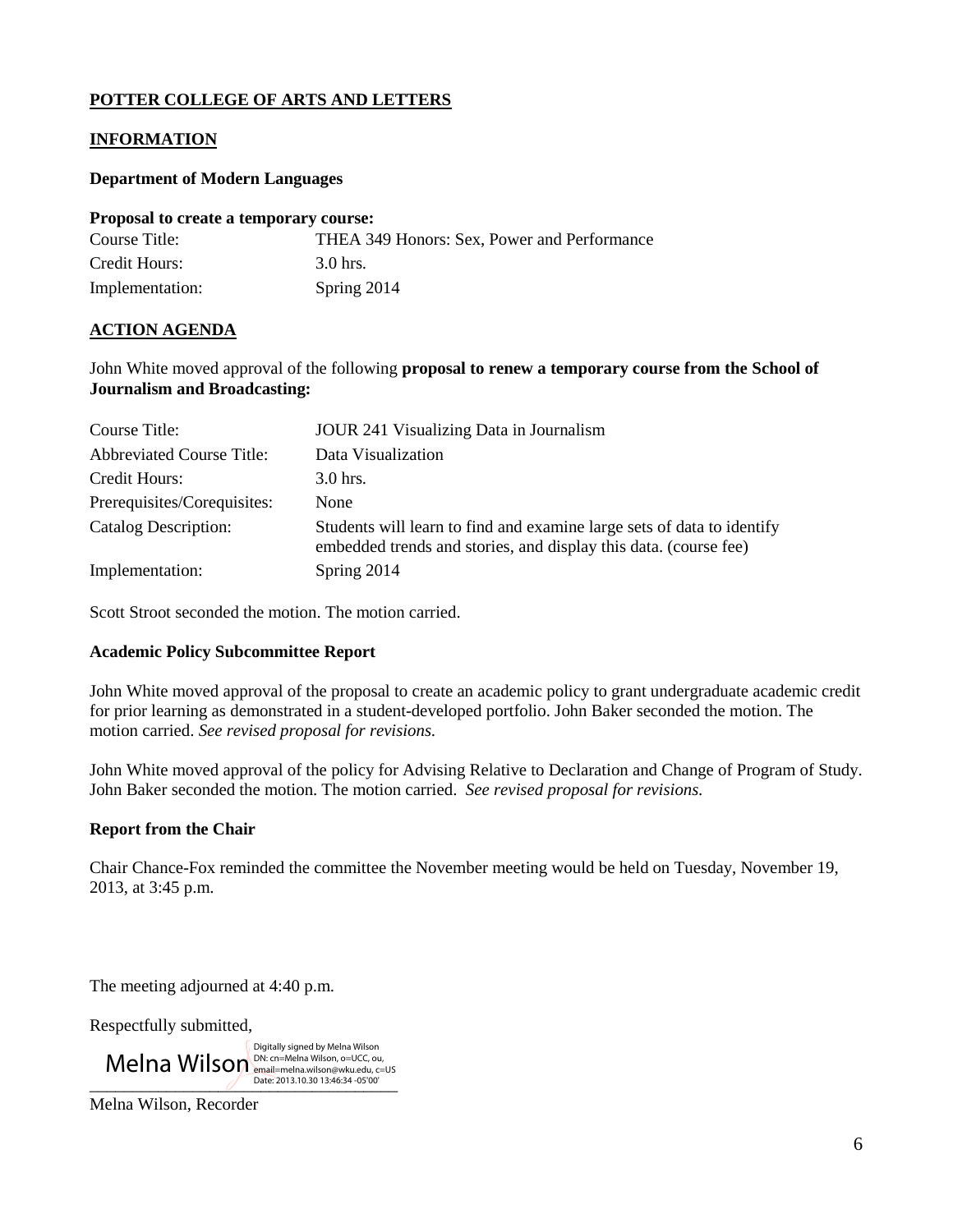**POTTER COLLEGE OF ARTS AND LETTERS**

**INFORMATION**

**Department of Modern Languages**

**Proposal to create a temporary course:**

| | |
|---|---|
| Course Title: | THEA 349 Honors: Sex, Power and Performance |
| Credit Hours: | 3.0 hrs. |
| Implementation: | Spring 2014 |

**ACTION AGENDA**

John White moved approval of the following **proposal to renew a temporary course from the School of Journalism and Broadcasting:**

| | |
|---|---|
| Course Title: | JOUR 241 Visualizing Data in Journalism |
| Abbreviated Course Title: | Data Visualization |
| Credit Hours: | 3.0 hrs. |
| Prerequisites/Corequisites: | None |
| Catalog Description: | Students will learn to find and examine large sets of data to identify embedded trends and stories, and display this data. (course fee) |
| Implementation: | Spring 2014 |

Scott Stroot seconded the motion. The motion carried.

**Academic Policy Subcommittee Report**

John White moved approval of the proposal to create an academic policy to grant undergraduate academic credit for prior learning as demonstrated in a student-developed portfolio. John Baker seconded the motion. The motion carried. *See revised proposal for revisions.*

John White moved approval of the policy for Advising Relative to Declaration and Change of Program of Study. John Baker seconded the motion. The motion carried. *See revised proposal for revisions.*

**Report from the Chair**

Chair Chance-Fox reminded the committee the November meeting would be held on Tuesday, November 19, 2013, at 3:45 p.m.

The meeting adjourned at 4:40 p.m.

Respectfully submitted,

Melna Wilson

Digitally signed by Melna Wilson
DN: cn=Melna Wilson, o=UCC, ou, email=melna.wilson@wku.edu, c=US
Date: 2013.10.30 13:46:34 -05'00'

Melna Wilson, Recorder